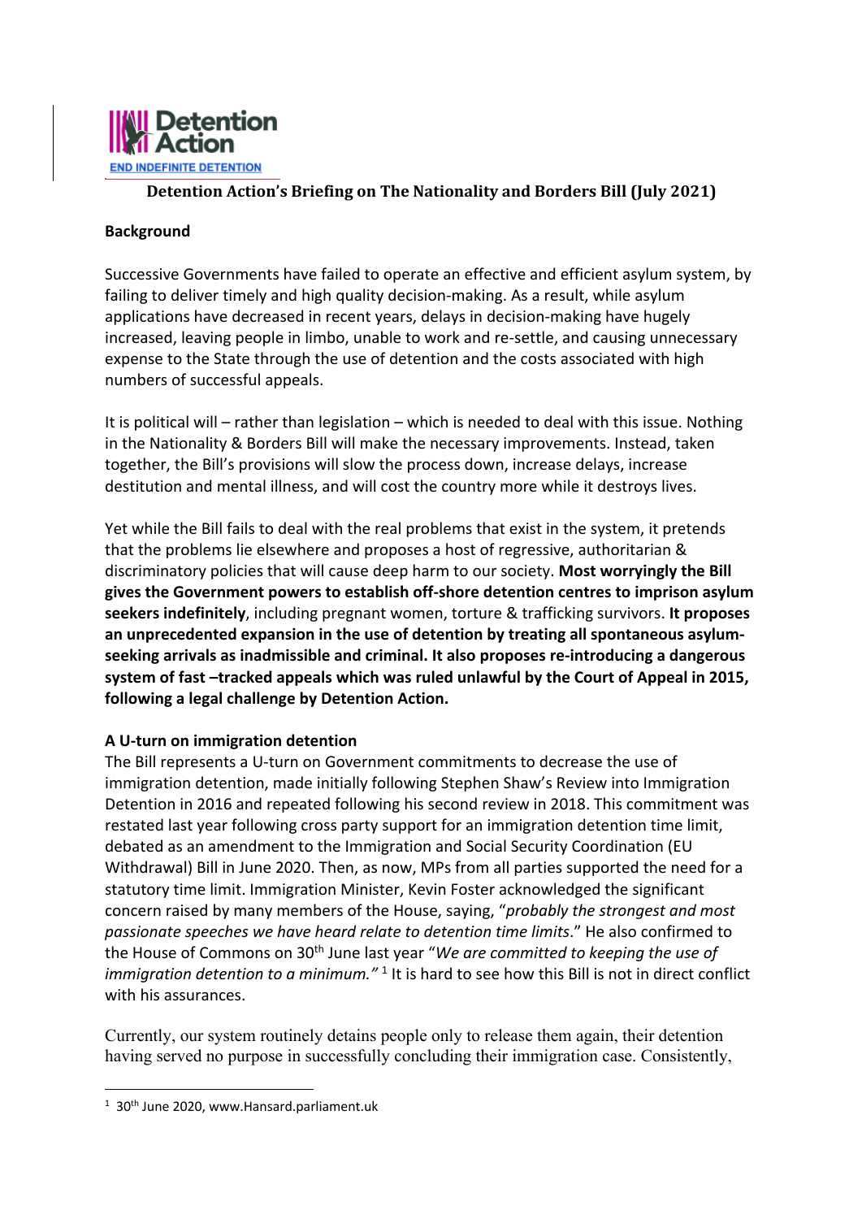Detention Action

END INDEFINITE DETENTION

# Detention Action's Briefing on The Nationality and Borders Bill (July 2021)

## Background

Successive Governments have failed to operate an effective and efficient asylum system, by failing to deliver timely and high quality decision-making. As a result, while asylum applications have decreased in recent years, delays in decision-making have hugely increased, leaving people in limbo, unable to work and re-settle, and causing unnecessary expense to the State through the use of detention and the costs associated with high numbers of successful appeals.

It is political will – rather than legislation – which is needed to deal with this issue. Nothing in the Nationality & Borders Bill will make the necessary improvements. Instead, taken together, the Bill's provisions will slow the process down, increase delays, increase destitution and mental illness, and will cost the country more while it destroys lives.

Yet while the Bill fails to deal with the real problems that exist in the system, it pretends that the problems lie elsewhere and proposes a host of regressive, authoritarian & discriminatory policies that will cause deep harm to our society. **Most worryingly the Bill gives the Government powers to establish off-shore detention centres to imprison asylum seekers indefinitely**, including pregnant women, torture & trafficking survivors. **It proposes an unprecedented expansion in the use of detention by treating all spontaneous asylum-seeking arrivals as inadmissible and criminal. It also proposes re-introducing a dangerous system of fast –tracked appeals which was ruled unlawful by the Court of Appeal in 2015, following a legal challenge by Detention Action.**

## A U-turn on immigration detention

The Bill represents a U-turn on Government commitments to decrease the use of immigration detention, made initially following Stephen Shaw's Review into Immigration Detention in 2016 and repeated following his second review in 2018. This commitment was restated last year following cross party support for an immigration detention time limit, debated as an amendment to the Immigration and Social Security Coordination (EU Withdrawal) Bill in June 2020. Then, as now, MPs from all parties supported the need for a statutory time limit. Immigration Minister, Kevin Foster acknowledged the significant concern raised by many members of the House, saying, "*probably the strongest and most passionate speeches we have heard relate to detention time limits*." He also confirmed to the House of Commons on 30th June last year "*We are committed to keeping the use of immigration detention to a minimum."* [1] It is hard to see how this Bill is not in direct conflict with his assurances.

Currently, our system routinely detains people only to release them again, their detention having served no purpose in successfully concluding their immigration case. Consistently,

---

[1] 30th June 2020, www.Hansard.parliament.uk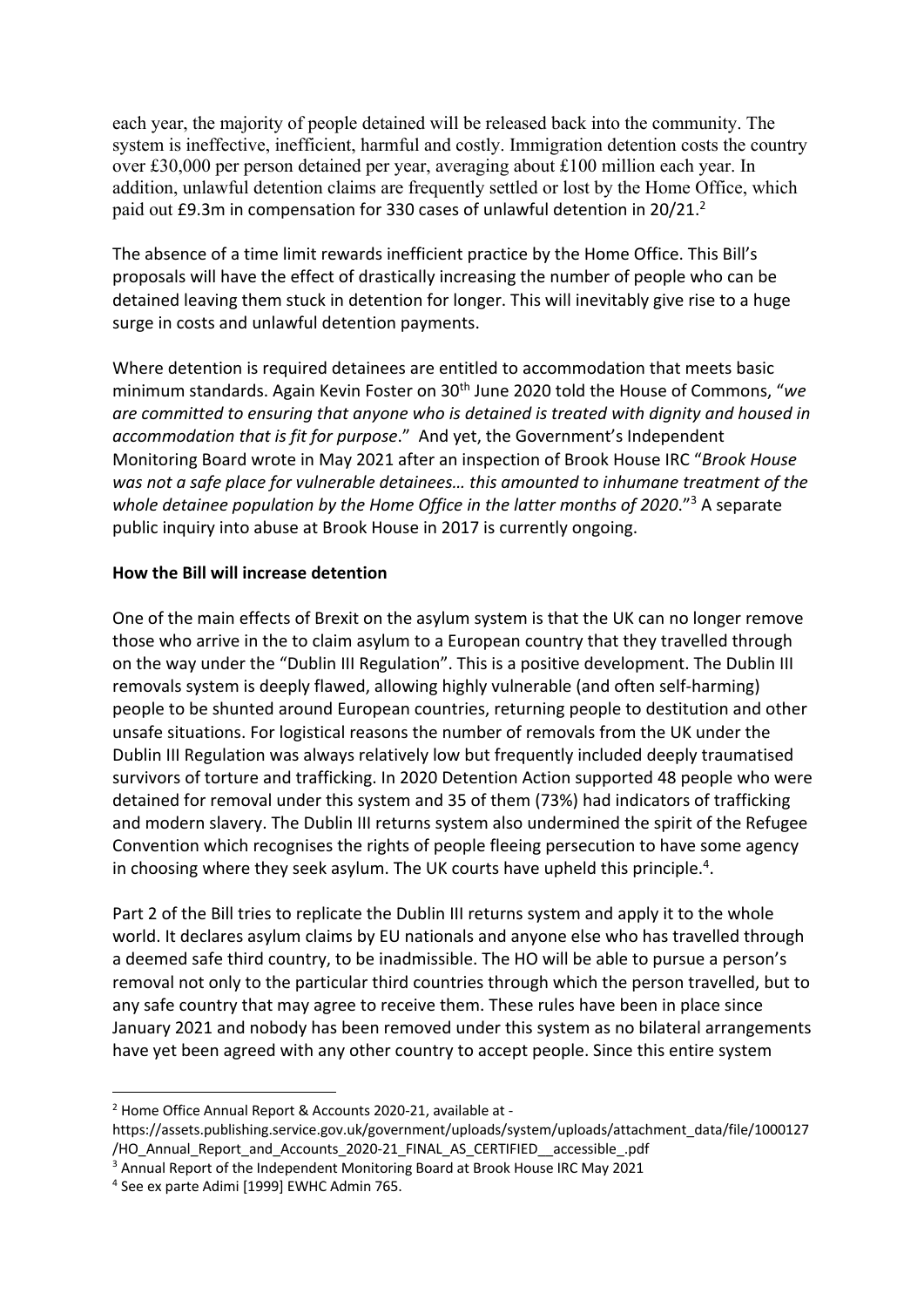each year, the majority of people detained will be released back into the community. The system is ineffective, inefficient, harmful and costly. Immigration detention costs the country over £30,000 per person detained per year, averaging about £100 million each year. In addition, unlawful detention claims are frequently settled or lost by the Home Office, which paid out £9.3m in compensation for 330 cases of unlawful detention in 20/21.[2]

The absence of a time limit rewards inefficient practice by the Home Office. This Bill's proposals will have the effect of drastically increasing the number of people who can be detained leaving them stuck in detention for longer. This will inevitably give rise to a huge surge in costs and unlawful detention payments.

Where detention is required detainees are entitled to accommodation that meets basic minimum standards. Again Kevin Foster on 30th June 2020 told the House of Commons, "*we are committed to ensuring that anyone who is detained is treated with dignity and housed in accommodation that is fit for purpose*." And yet, the Government's Independent Monitoring Board wrote in May 2021 after an inspection of Brook House IRC "*Brook House was not a safe place for vulnerable detainees… this amounted to inhumane treatment of the whole detainee population by the Home Office in the latter months of 2020*."[3] A separate public inquiry into abuse at Brook House in 2017 is currently ongoing.

**How the Bill will increase detention**

One of the main effects of Brexit on the asylum system is that the UK can no longer remove those who arrive in the to claim asylum to a European country that they travelled through on the way under the "Dublin III Regulation". This is a positive development. The Dublin III removals system is deeply flawed, allowing highly vulnerable (and often self-harming) people to be shunted around European countries, returning people to destitution and other unsafe situations. For logistical reasons the number of removals from the UK under the Dublin III Regulation was always relatively low but frequently included deeply traumatised survivors of torture and trafficking. In 2020 Detention Action supported 48 people who were detained for removal under this system and 35 of them (73%) had indicators of trafficking and modern slavery. The Dublin III returns system also undermined the spirit of the Refugee Convention which recognises the rights of people fleeing persecution to have some agency in choosing where they seek asylum. The UK courts have upheld this principle.[4].

Part 2 of the Bill tries to replicate the Dublin III returns system and apply it to the whole world. It declares asylum claims by EU nationals and anyone else who has travelled through a deemed safe third country, to be inadmissible. The HO will be able to pursue a person's removal not only to the particular third countries through which the person travelled, but to any safe country that may agree to receive them. These rules have been in place since January 2021 and nobody has been removed under this system as no bilateral arrangements have yet been agreed with any other country to accept people. Since this entire system

---

[2] Home Office Annual Report & Accounts 2020-21, available at - https://assets.publishing.service.gov.uk/government/uploads/system/uploads/attachment_data/file/1000127/HO_Annual_Report_and_Accounts_2020-21_FINAL_AS_CERTIFIED__accessible_.pdf

[3] Annual Report of the Independent Monitoring Board at Brook House IRC May 2021

[4] See ex parte Adimi [1999] EWHC Admin 765.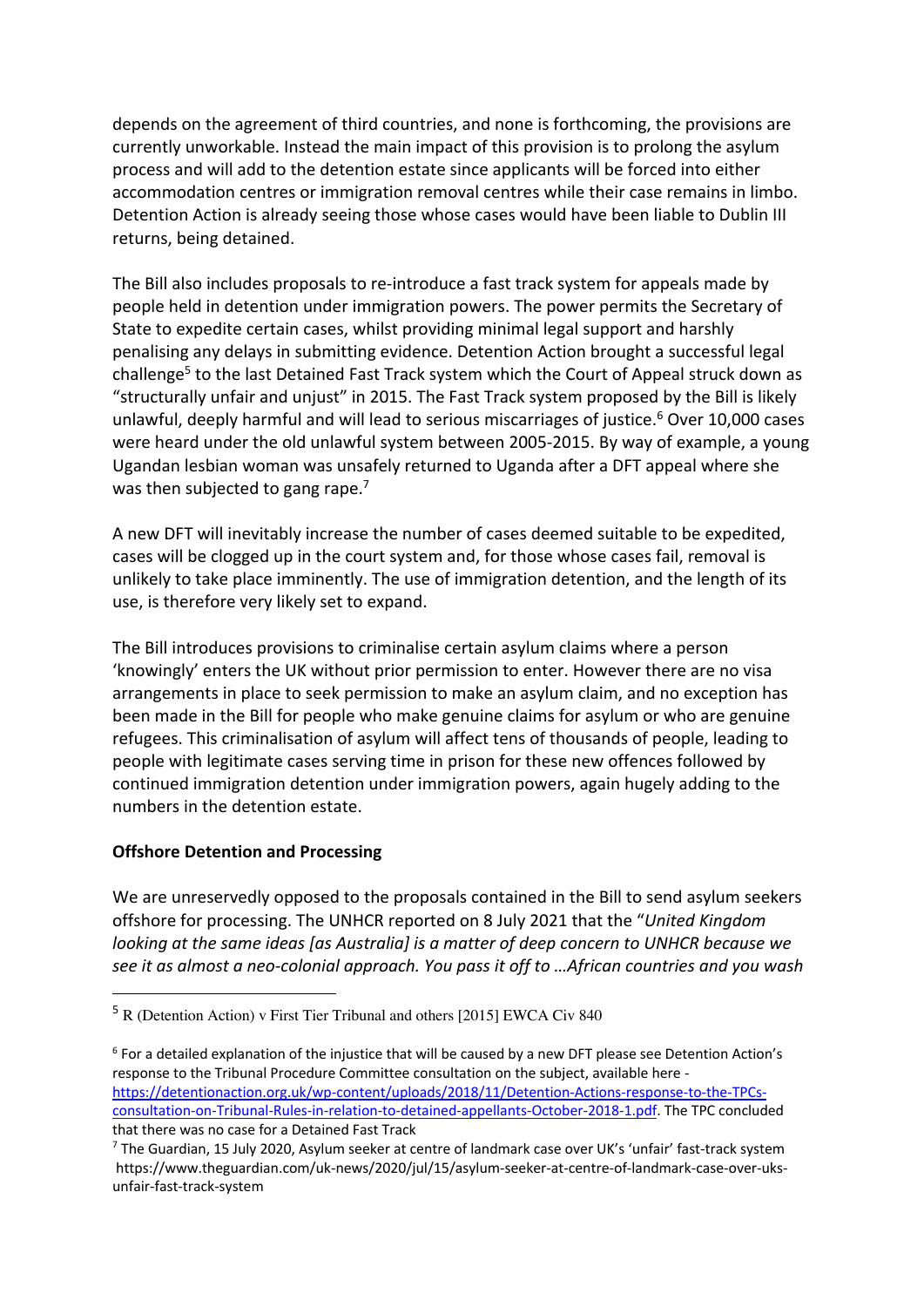depends on the agreement of third countries, and none is forthcoming, the provisions are currently unworkable. Instead the main impact of this provision is to prolong the asylum process and will add to the detention estate since applicants will be forced into either accommodation centres or immigration removal centres while their case remains in limbo. Detention Action is already seeing those whose cases would have been liable to Dublin III returns, being detained.

The Bill also includes proposals to re-introduce a fast track system for appeals made by people held in detention under immigration powers. The power permits the Secretary of State to expedite certain cases, whilst providing minimal legal support and harshly penalising any delays in submitting evidence. Detention Action brought a successful legal challenge[5] to the last Detained Fast Track system which the Court of Appeal struck down as "structurally unfair and unjust" in 2015. The Fast Track system proposed by the Bill is likely unlawful, deeply harmful and will lead to serious miscarriages of justice.[6] Over 10,000 cases were heard under the old unlawful system between 2005-2015. By way of example, a young Ugandan lesbian woman was unsafely returned to Uganda after a DFT appeal where she was then subjected to gang rape.[7]

A new DFT will inevitably increase the number of cases deemed suitable to be expedited, cases will be clogged up in the court system and, for those whose cases fail, removal is unlikely to take place imminently. The use of immigration detention, and the length of its use, is therefore very likely set to expand.

The Bill introduces provisions to criminalise certain asylum claims where a person 'knowingly' enters the UK without prior permission to enter. However there are no visa arrangements in place to seek permission to make an asylum claim, and no exception has been made in the Bill for people who make genuine claims for asylum or who are genuine refugees. This criminalisation of asylum will affect tens of thousands of people, leading to people with legitimate cases serving time in prison for these new offences followed by continued immigration detention under immigration powers, again hugely adding to the numbers in the detention estate.

**Offshore Detention and Processing**

We are unreservedly opposed to the proposals contained in the Bill to send asylum seekers offshore for processing. The UNHCR reported on 8 July 2021 that the "*United Kingdom looking at the same ideas [as Australia] is a matter of deep concern to UNHCR because we see it as almost a neo-colonial approach. You pass it off to …African countries and you wash*

---

[5] R (Detention Action) v First Tier Tribunal and others [2015] EWCA Civ 840

[6] For a detailed explanation of the injustice that will be caused by a new DFT please see Detention Action's response to the Tribunal Procedure Committee consultation on the subject, available here - https://detentionaction.org.uk/wp-content/uploads/2018/11/Detention-Actions-response-to-the-TPCs-consultation-on-Tribunal-Rules-in-relation-to-detained-appellants-October-2018-1.pdf. The TPC concluded that there was no case for a Detained Fast Track

[7] The Guardian, 15 July 2020, Asylum seeker at centre of landmark case over UK's 'unfair' fast-track system https://www.theguardian.com/uk-news/2020/jul/15/asylum-seeker-at-centre-of-landmark-case-over-uks-unfair-fast-track-system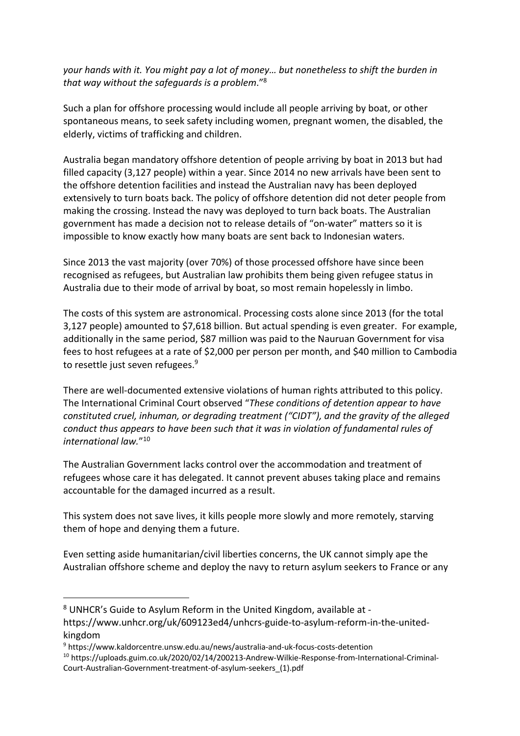*your hands with it. You might pay a lot of money… but nonetheless to shift the burden in that way without the safeguards is a problem*."[8]

Such a plan for offshore processing would include all people arriving by boat, or other spontaneous means, to seek safety including women, pregnant women, the disabled, the elderly, victims of trafficking and children.

Australia began mandatory offshore detention of people arriving by boat in 2013 but had filled capacity (3,127 people) within a year. Since 2014 no new arrivals have been sent to the offshore detention facilities and instead the Australian navy has been deployed extensively to turn boats back. The policy of offshore detention did not deter people from making the crossing. Instead the navy was deployed to turn back boats. The Australian government has made a decision not to release details of "on-water" matters so it is impossible to know exactly how many boats are sent back to Indonesian waters.

Since 2013 the vast majority (over 70%) of those processed offshore have since been recognised as refugees, but Australian law prohibits them being given refugee status in Australia due to their mode of arrival by boat, so most remain hopelessly in limbo.

The costs of this system are astronomical. Processing costs alone since 2013 (for the total 3,127 people) amounted to $7,618 billion. But actual spending is even greater. For example, additionally in the same period, $87 million was paid to the Nauruan Government for visa fees to host refugees at a rate of $2,000 per person per month, and $40 million to Cambodia to resettle just seven refugees.[9]

There are well-documented extensive violations of human rights attributed to this policy. The International Criminal Court observed "*These conditions of detention appear to have constituted cruel, inhuman, or degrading treatment ("CIDT"), and the gravity of the alleged conduct thus appears to have been such that it was in violation of fundamental rules of international law.*"[10]

The Australian Government lacks control over the accommodation and treatment of refugees whose care it has delegated. It cannot prevent abuses taking place and remains accountable for the damaged incurred as a result.

This system does not save lives, it kills people more slowly and more remotely, starving them of hope and denying them a future.

Even setting aside humanitarian/civil liberties concerns, the UK cannot simply ape the Australian offshore scheme and deploy the navy to return asylum seekers to France or any

---

[8] UNHCR's Guide to Asylum Reform in the United Kingdom, available at - https://www.unhcr.org/uk/609123ed4/unhcrs-guide-to-asylum-reform-in-the-united-kingdom

[9] https://www.kaldorcentre.unsw.edu.au/news/australia-and-uk-focus-costs-detention

[10] https://uploads.guim.co.uk/2020/02/14/200213-Andrew-Wilkie-Response-from-International-Criminal-Court-Australian-Government-treatment-of-asylum-seekers_(1).pdf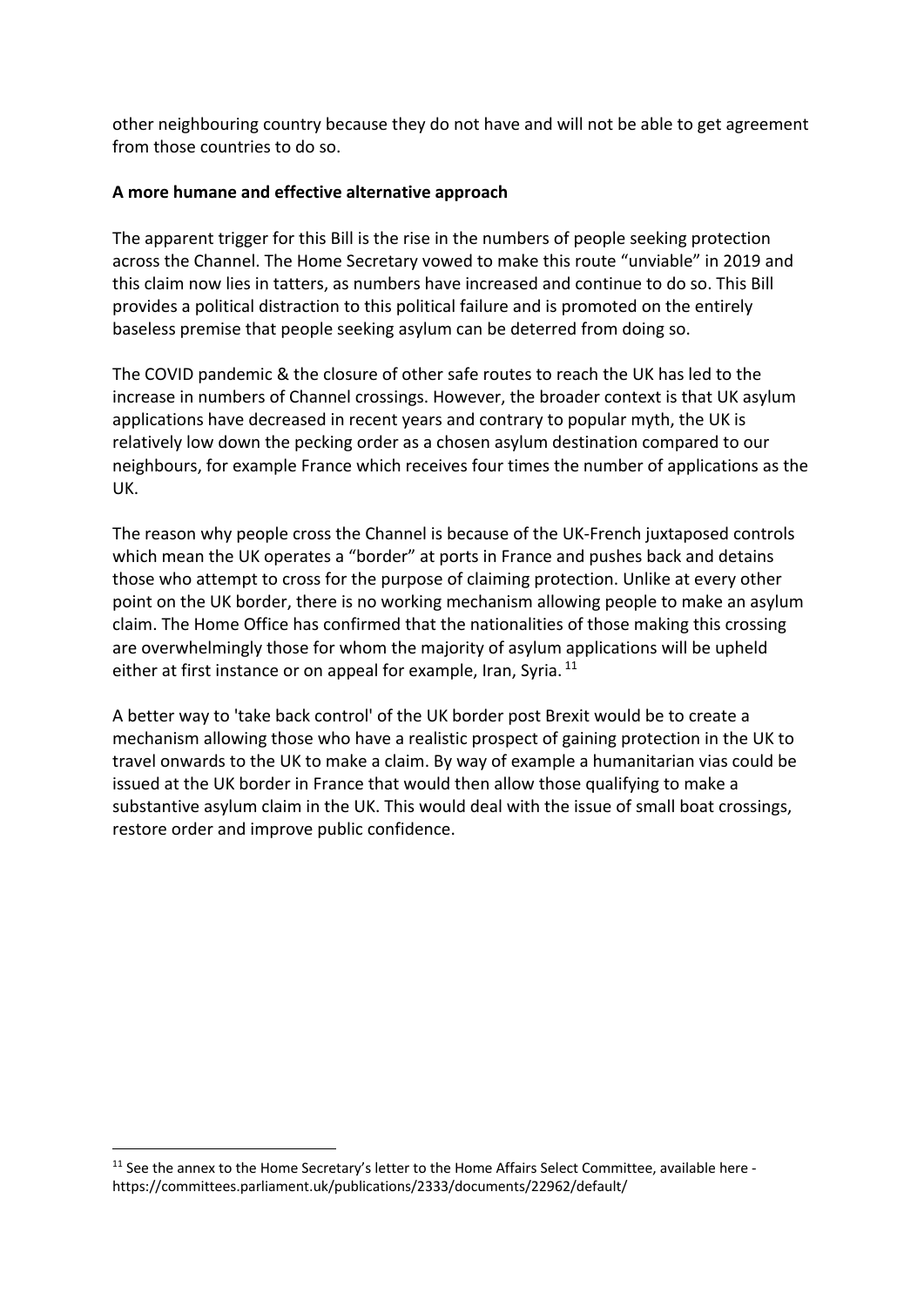other neighbouring country because they do not have and will not be able to get agreement from those countries to do so.

**A more humane and effective alternative approach**

The apparent trigger for this Bill is the rise in the numbers of people seeking protection across the Channel. The Home Secretary vowed to make this route "unviable" in 2019 and this claim now lies in tatters, as numbers have increased and continue to do so. This Bill provides a political distraction to this political failure and is promoted on the entirely baseless premise that people seeking asylum can be deterred from doing so.

The COVID pandemic & the closure of other safe routes to reach the UK has led to the increase in numbers of Channel crossings. However, the broader context is that UK asylum applications have decreased in recent years and contrary to popular myth, the UK is relatively low down the pecking order as a chosen asylum destination compared to our neighbours, for example France which receives four times the number of applications as the UK.

The reason why people cross the Channel is because of the UK-French juxtaposed controls which mean the UK operates a "border" at ports in France and pushes back and detains those who attempt to cross for the purpose of claiming protection. Unlike at every other point on the UK border, there is no working mechanism allowing people to make an asylum claim. The Home Office has confirmed that the nationalities of those making this crossing are overwhelmingly those for whom the majority of asylum applications will be upheld either at first instance or on appeal for example, Iran, Syria. [11]

A better way to 'take back control' of the UK border post Brexit would be to create a mechanism allowing those who have a realistic prospect of gaining protection in the UK to travel onwards to the UK to make a claim. By way of example a humanitarian vias could be issued at the UK border in France that would then allow those qualifying to make a substantive asylum claim in the UK. This would deal with the issue of small boat crossings, restore order and improve public confidence.

[11] See the annex to the Home Secretary's letter to the Home Affairs Select Committee, available here - https://committees.parliament.uk/publications/2333/documents/22962/default/